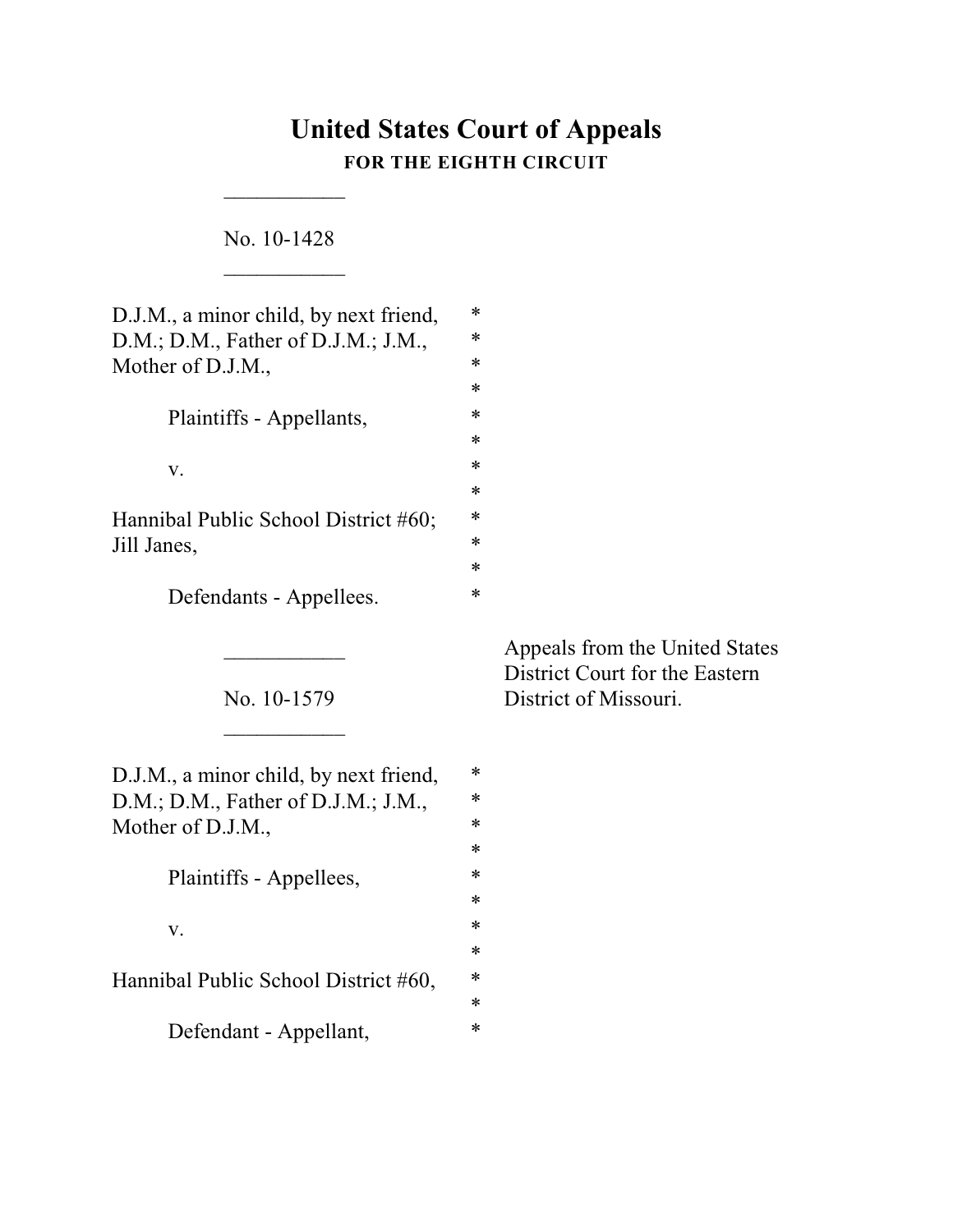# United States Court of Appeals

**FOR THE EIGHTH CIRCUIT**

\_\_\_\_\_\_\_\_\_\_\_

No. 10-1428

\_\_\_\_\_\_\_\_\_\_\_

D.J.M., a minor child, by next friend, *
D.M.; D.M., Father of D.J.M.; J.M., *
Mother of D.J.M., *
*
Plaintiffs - Appellants, *
*
v. *
*
Hannibal Public School District #60; *
Jill Janes, *
*
Defendants - Appellees. *

\_\_\_\_\_\_\_\_\_\_\_

No. 10-1579

\_\_\_\_\_\_\_\_\_\_\_

Appeals from the United States District Court for the Eastern District of Missouri.

D.J.M., a minor child, by next friend, *
D.M.; D.M., Father of D.J.M.; J.M., *
Mother of D.J.M., *
*
Plaintiffs - Appellees, *
*
v. *
*
Hannibal Public School District #60, *
*
Defendant - Appellant, *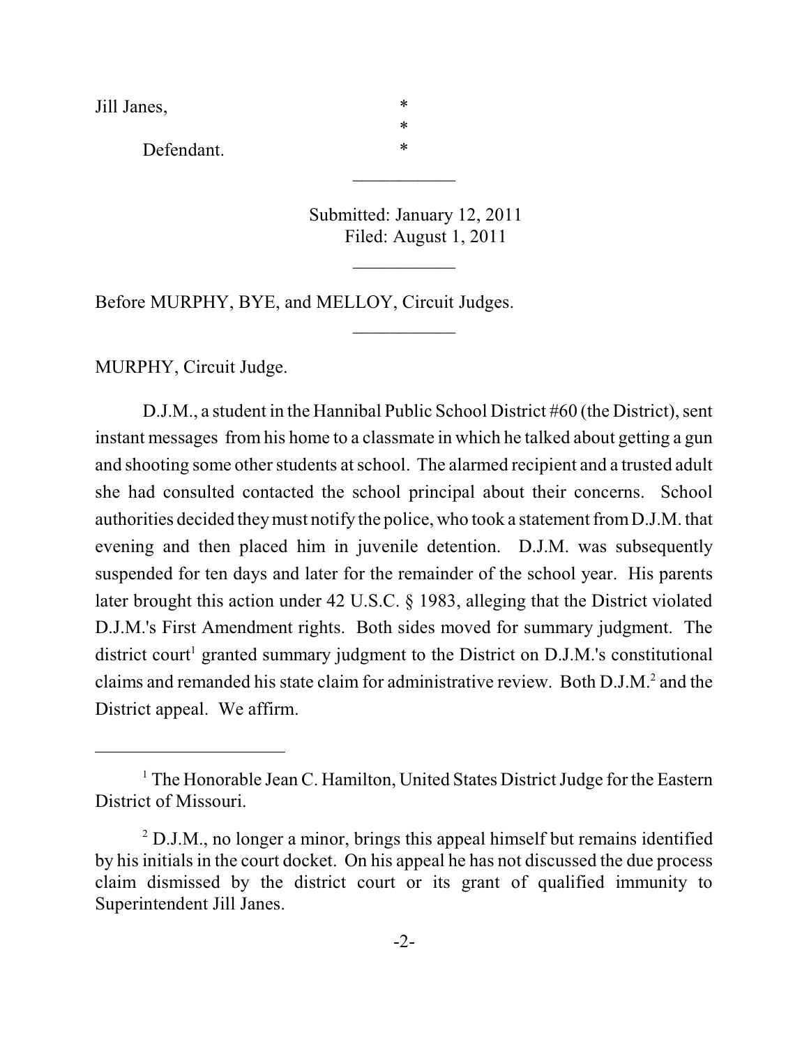Jill Janes, *
 *
 Defendant. *

___________

Submitted: January 12, 2011
Filed: August 1, 2011

___________

Before MURPHY, BYE, and MELLOY, Circuit Judges.

___________

MURPHY, Circuit Judge.

D.J.M., a student in the Hannibal Public School District #60 (the District), sent instant messages from his home to a classmate in which he talked about getting a gun and shooting some other students at school. The alarmed recipient and a trusted adult she had consulted contacted the school principal about their concerns. School authorities decided they must notify the police, who took a statement from D.J.M. that evening and then placed him in juvenile detention. D.J.M. was subsequently suspended for ten days and later for the remainder of the school year. His parents later brought this action under 42 U.S.C. § 1983, alleging that the District violated D.J.M.'s First Amendment rights. Both sides moved for summary judgment. The district court[1] granted summary judgment to the District on D.J.M.'s constitutional claims and remanded his state claim for administrative review. Both D.J.M.[2] and the District appeal. We affirm.

---

[1] The Honorable Jean C. Hamilton, United States District Judge for the Eastern District of Missouri.

[2] D.J.M., no longer a minor, brings this appeal himself but remains identified by his initials in the court docket. On his appeal he has not discussed the due process claim dismissed by the district court or its grant of qualified immunity to Superintendent Jill Janes.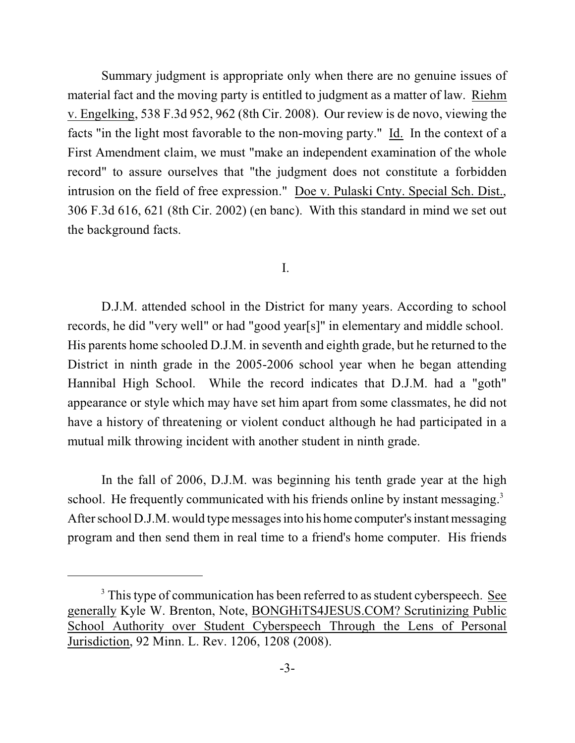Summary judgment is appropriate only when there are no genuine issues of material fact and the moving party is entitled to judgment as a matter of law. Riehm v. Engelking, 538 F.3d 952, 962 (8th Cir. 2008). Our review is de novo, viewing the facts "in the light most favorable to the non-moving party." Id. In the context of a First Amendment claim, we must "make an independent examination of the whole record" to assure ourselves that "the judgment does not constitute a forbidden intrusion on the field of free expression." Doe v. Pulaski Cnty. Special Sch. Dist., 306 F.3d 616, 621 (8th Cir. 2002) (en banc). With this standard in mind we set out the background facts.

## I.

D.J.M. attended school in the District for many years. According to school records, he did "very well" or had "good year[s]" in elementary and middle school. His parents home schooled D.J.M. in seventh and eighth grade, but he returned to the District in ninth grade in the 2005-2006 school year when he began attending Hannibal High School. While the record indicates that D.J.M. had a "goth" appearance or style which may have set him apart from some classmates, he did not have a history of threatening or violent conduct although he had participated in a mutual milk throwing incident with another student in ninth grade.

In the fall of 2006, D.J.M. was beginning his tenth grade year at the high school. He frequently communicated with his friends online by instant messaging.[3] After school D.J.M. would type messages into his home computer's instant messaging program and then send them in real time to a friend's home computer. His friends

---

[3] This type of communication has been referred to as student cyberspeech. See generally Kyle W. Brenton, Note, BONGHiTS4JESUS.COM? Scrutinizing Public School Authority over Student Cyberspeech Through the Lens of Personal Jurisdiction, 92 Minn. L. Rev. 1206, 1208 (2008).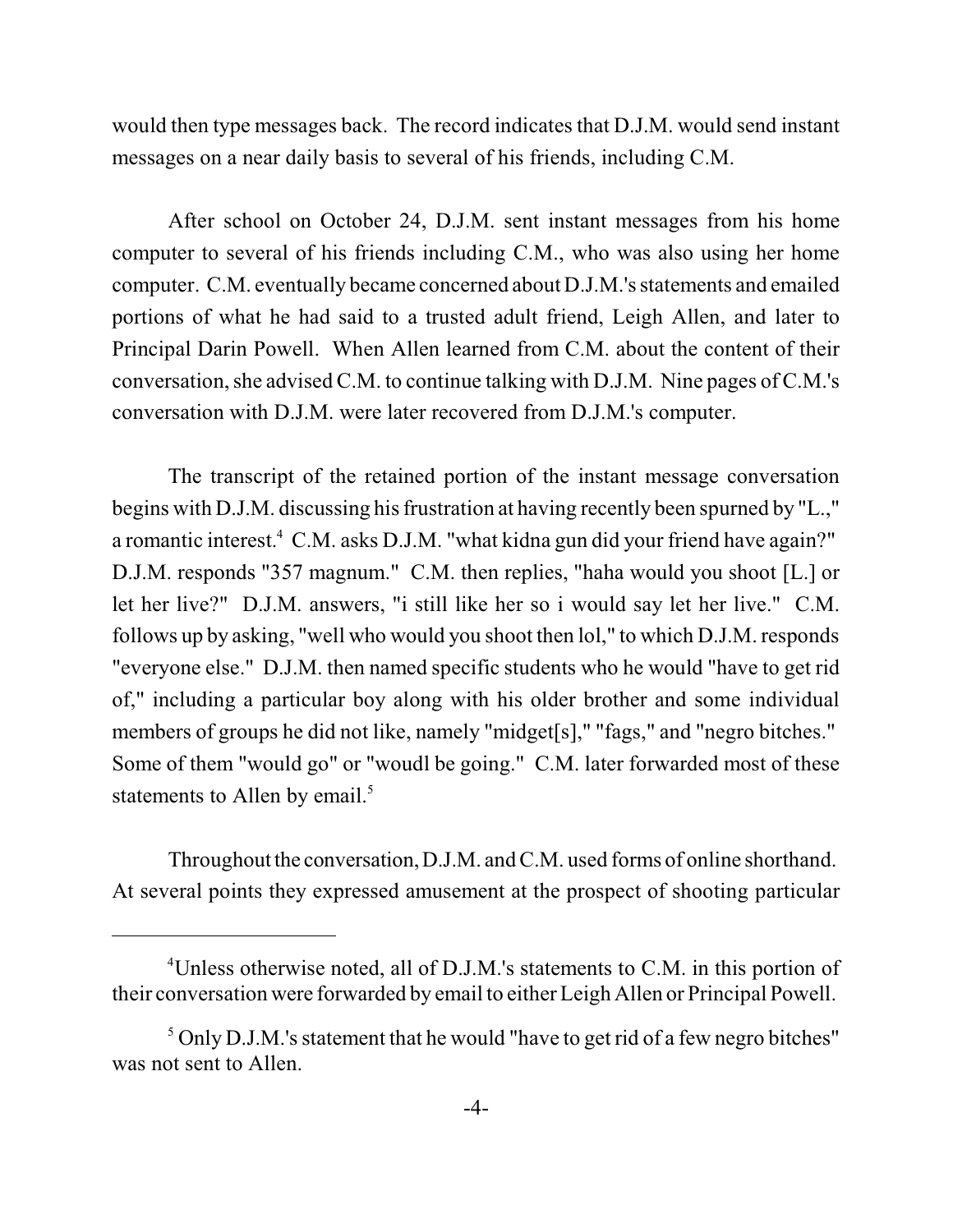would then type messages back. The record indicates that D.J.M. would send instant messages on a near daily basis to several of his friends, including C.M.

After school on October 24, D.J.M. sent instant messages from his home computer to several of his friends including C.M., who was also using her home computer. C.M. eventually became concerned about D.J.M.'s statements and emailed portions of what he had said to a trusted adult friend, Leigh Allen, and later to Principal Darin Powell. When Allen learned from C.M. about the content of their conversation, she advised C.M. to continue talking with D.J.M. Nine pages of C.M.'s conversation with D.J.M. were later recovered from D.J.M.'s computer.

The transcript of the retained portion of the instant message conversation begins with D.J.M. discussing his frustration at having recently been spurned by "L.," a romantic interest.[4] C.M. asks D.J.M. "what kidna gun did your friend have again?" D.J.M. responds "357 magnum." C.M. then replies, "haha would you shoot [L.] or let her live?" D.J.M. answers, "i still like her so i would say let her live." C.M. follows up by asking, "well who would you shoot then lol," to which D.J.M. responds "everyone else." D.J.M. then named specific students who he would "have to get rid of," including a particular boy along with his older brother and some individual members of groups he did not like, namely "midget[s]," "fags," and "negro bitches." Some of them "would go" or "woudl be going." C.M. later forwarded most of these statements to Allen by email.[5]

Throughout the conversation, D.J.M. and C.M. used forms of online shorthand. At several points they expressed amusement at the prospect of shooting particular

---

[4] Unless otherwise noted, all of D.J.M.'s statements to C.M. in this portion of their conversation were forwarded by email to either Leigh Allen or Principal Powell.

[5] Only D.J.M.'s statement that he would "have to get rid of a few negro bitches" was not sent to Allen.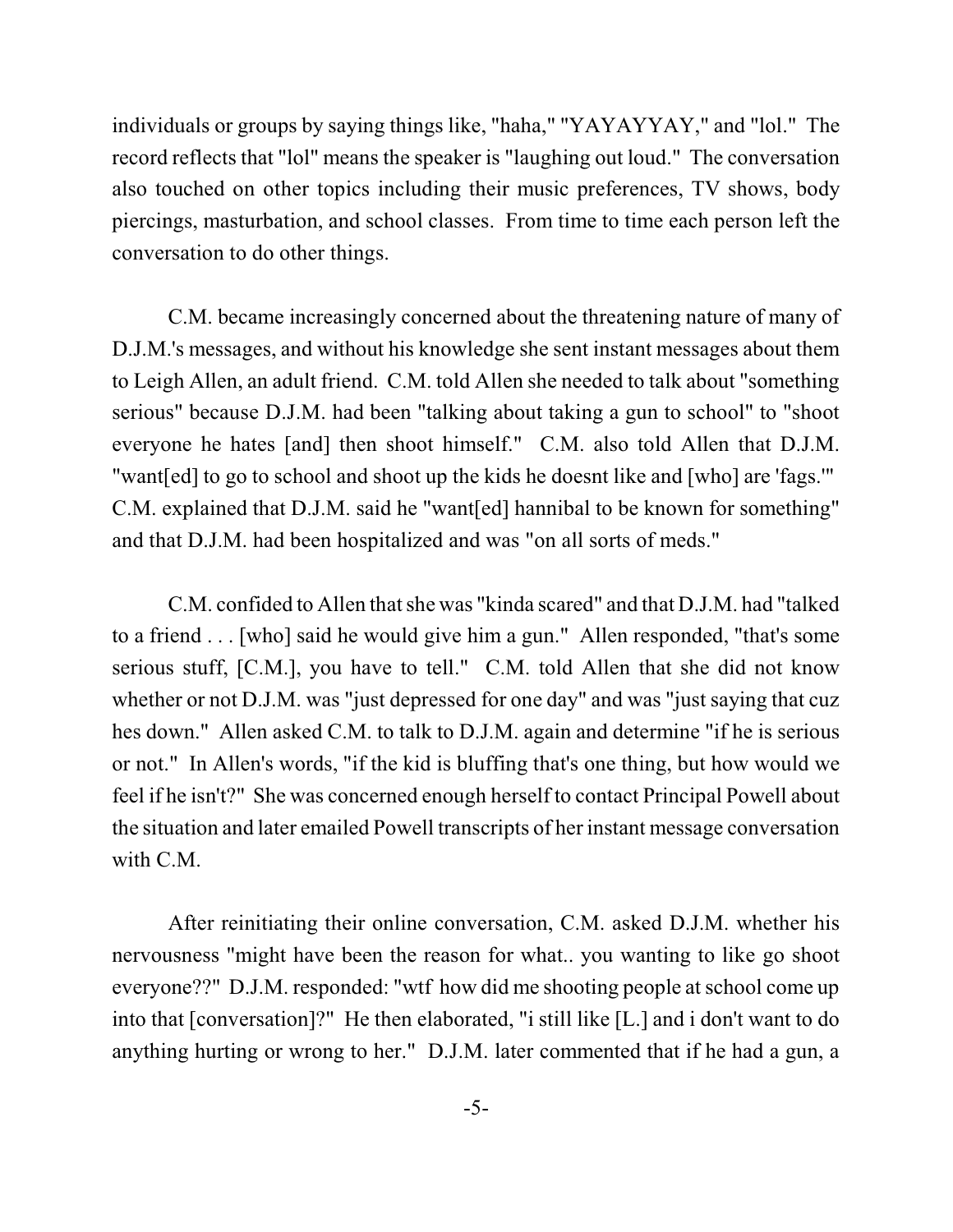individuals or groups by saying things like, "haha," "YAYAYYAY," and "lol." The record reflects that "lol" means the speaker is "laughing out loud." The conversation also touched on other topics including their music preferences, TV shows, body piercings, masturbation, and school classes. From time to time each person left the conversation to do other things.

C.M. became increasingly concerned about the threatening nature of many of D.J.M.'s messages, and without his knowledge she sent instant messages about them to Leigh Allen, an adult friend. C.M. told Allen she needed to talk about "something serious" because D.J.M. had been "talking about taking a gun to school" to "shoot everyone he hates [and] then shoot himself." C.M. also told Allen that D.J.M. "want[ed] to go to school and shoot up the kids he doesnt like and [who] are 'fags.'" C.M. explained that D.J.M. said he "want[ed] hannibal to be known for something" and that D.J.M. had been hospitalized and was "on all sorts of meds."

C.M. confided to Allen that she was "kinda scared" and that D.J.M. had "talked to a friend . . . [who] said he would give him a gun." Allen responded, "that's some serious stuff, [C.M.], you have to tell." C.M. told Allen that she did not know whether or not D.J.M. was "just depressed for one day" and was "just saying that cuz hes down." Allen asked C.M. to talk to D.J.M. again and determine "if he is serious or not." In Allen's words, "if the kid is bluffing that's one thing, but how would we feel if he isn't?" She was concerned enough herself to contact Principal Powell about the situation and later emailed Powell transcripts of her instant message conversation with C.M.

After reinitiating their online conversation, C.M. asked D.J.M. whether his nervousness "might have been the reason for what.. you wanting to like go shoot everyone??" D.J.M. responded: "wtf how did me shooting people at school come up into that [conversation]?" He then elaborated, "i still like [L.] and i don't want to do anything hurting or wrong to her." D.J.M. later commented that if he had a gun, a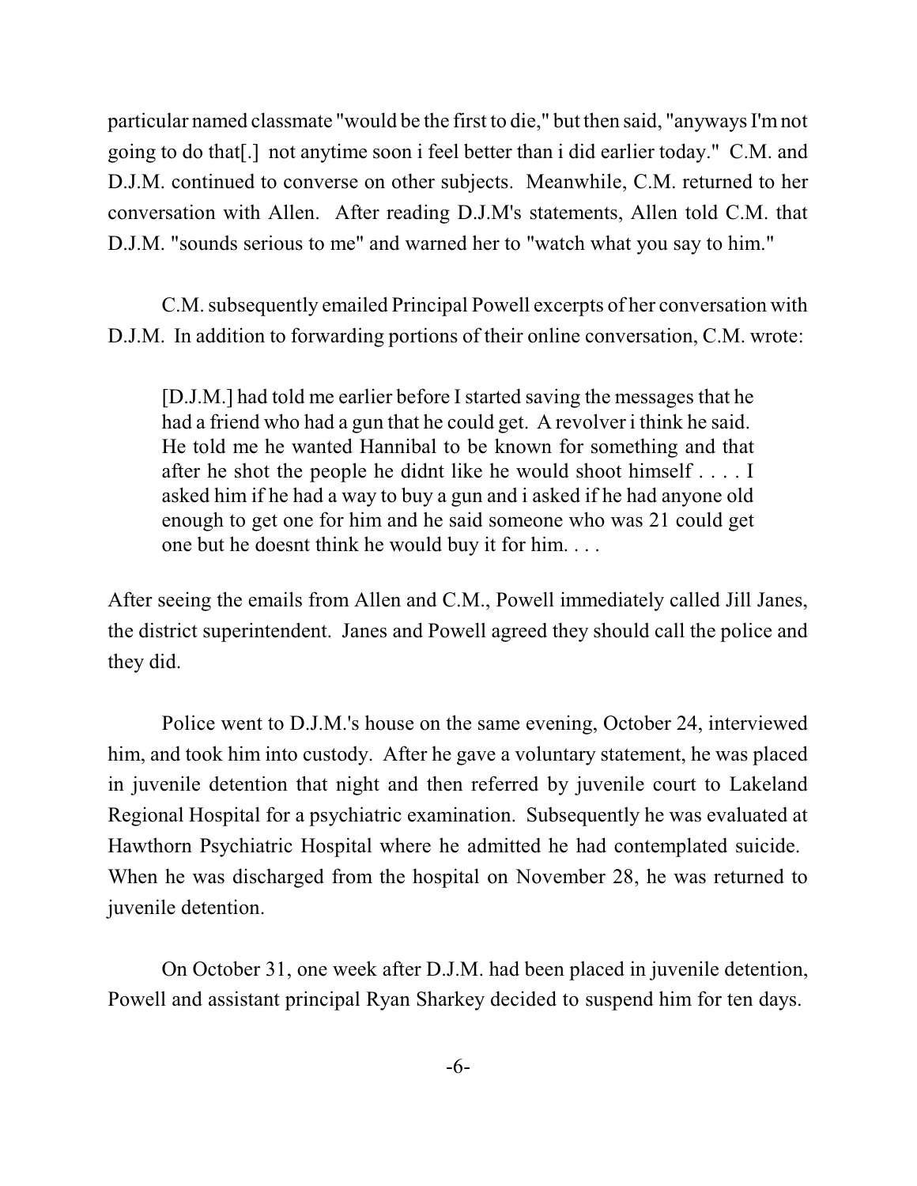particular named classmate "would be the first to die," but then said, "anyways I'm not going to do that[.] not anytime soon i feel better than i did earlier today." C.M. and D.J.M. continued to converse on other subjects. Meanwhile, C.M. returned to her conversation with Allen. After reading D.J.M's statements, Allen told C.M. that D.J.M. "sounds serious to me" and warned her to "watch what you say to him."

C.M. subsequently emailed Principal Powell excerpts of her conversation with D.J.M. In addition to forwarding portions of their online conversation, C.M. wrote:

> [D.J.M.] had told me earlier before I started saving the messages that he had a friend who had a gun that he could get. A revolver i think he said. He told me he wanted Hannibal to be known for something and that after he shot the people he didnt like he would shoot himself . . . . I asked him if he had a way to buy a gun and i asked if he had anyone old enough to get one for him and he said someone who was 21 could get one but he doesnt think he would buy it for him. . . .

After seeing the emails from Allen and C.M., Powell immediately called Jill Janes, the district superintendent. Janes and Powell agreed they should call the police and they did.

Police went to D.J.M.'s house on the same evening, October 24, interviewed him, and took him into custody. After he gave a voluntary statement, he was placed in juvenile detention that night and then referred by juvenile court to Lakeland Regional Hospital for a psychiatric examination. Subsequently he was evaluated at Hawthorn Psychiatric Hospital where he admitted he had contemplated suicide. When he was discharged from the hospital on November 28, he was returned to juvenile detention.

On October 31, one week after D.J.M. had been placed in juvenile detention, Powell and assistant principal Ryan Sharkey decided to suspend him for ten days.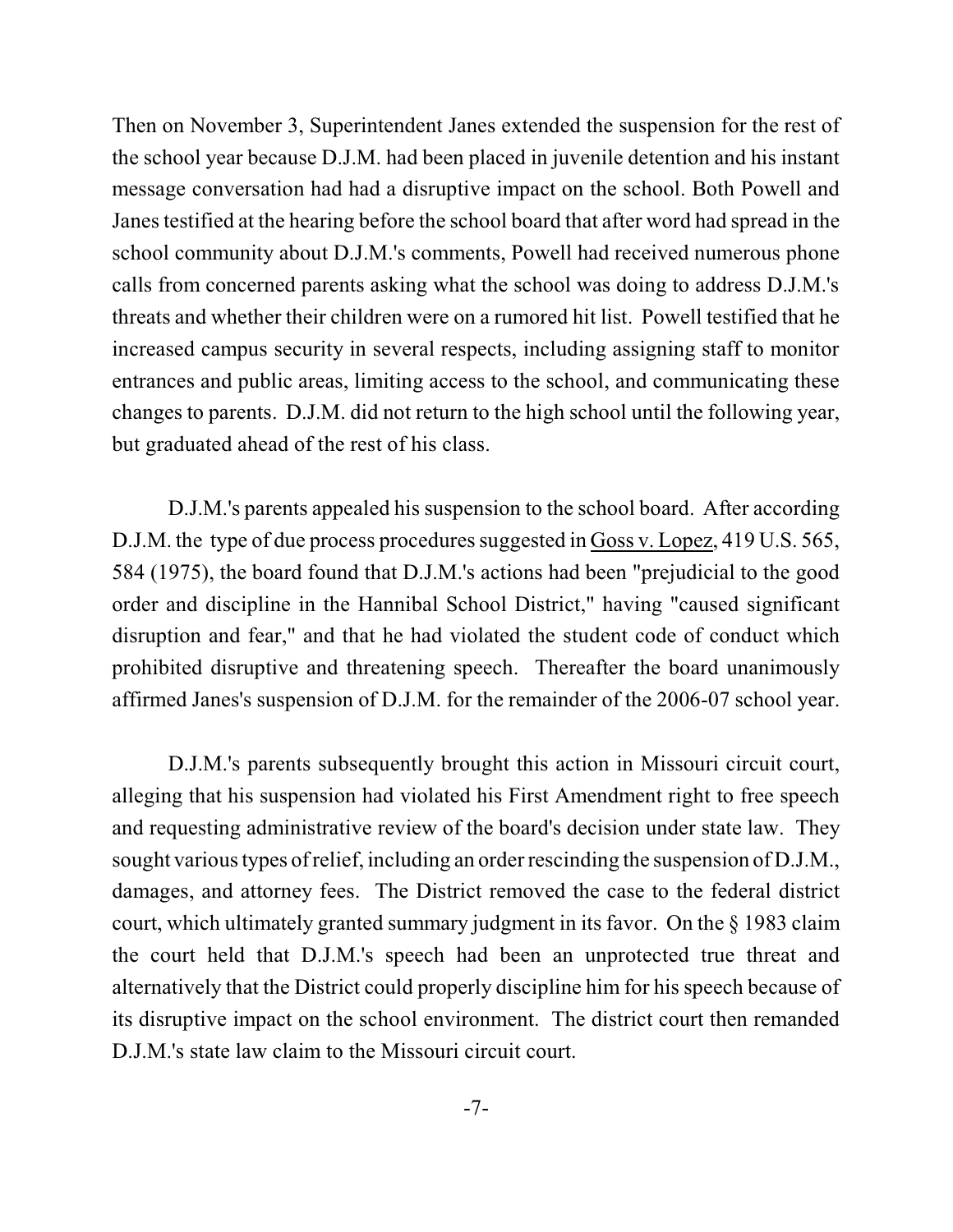Then on November 3, Superintendent Janes extended the suspension for the rest of the school year because D.J.M. had been placed in juvenile detention and his instant message conversation had had a disruptive impact on the school. Both Powell and Janes testified at the hearing before the school board that after word had spread in the school community about D.J.M.'s comments, Powell had received numerous phone calls from concerned parents asking what the school was doing to address D.J.M.'s threats and whether their children were on a rumored hit list. Powell testified that he increased campus security in several respects, including assigning staff to monitor entrances and public areas, limiting access to the school, and communicating these changes to parents. D.J.M. did not return to the high school until the following year, but graduated ahead of the rest of his class.

D.J.M.'s parents appealed his suspension to the school board. After according D.J.M. the type of due process procedures suggested in Goss v. Lopez, 419 U.S. 565, 584 (1975), the board found that D.J.M.'s actions had been "prejudicial to the good order and discipline in the Hannibal School District," having "caused significant disruption and fear," and that he had violated the student code of conduct which prohibited disruptive and threatening speech. Thereafter the board unanimously affirmed Janes's suspension of D.J.M. for the remainder of the 2006-07 school year.

D.J.M.'s parents subsequently brought this action in Missouri circuit court, alleging that his suspension had violated his First Amendment right to free speech and requesting administrative review of the board's decision under state law. They sought various types of relief, including an order rescinding the suspension of D.J.M., damages, and attorney fees. The District removed the case to the federal district court, which ultimately granted summary judgment in its favor. On the § 1983 claim the court held that D.J.M.'s speech had been an unprotected true threat and alternatively that the District could properly discipline him for his speech because of its disruptive impact on the school environment. The district court then remanded D.J.M.'s state law claim to the Missouri circuit court.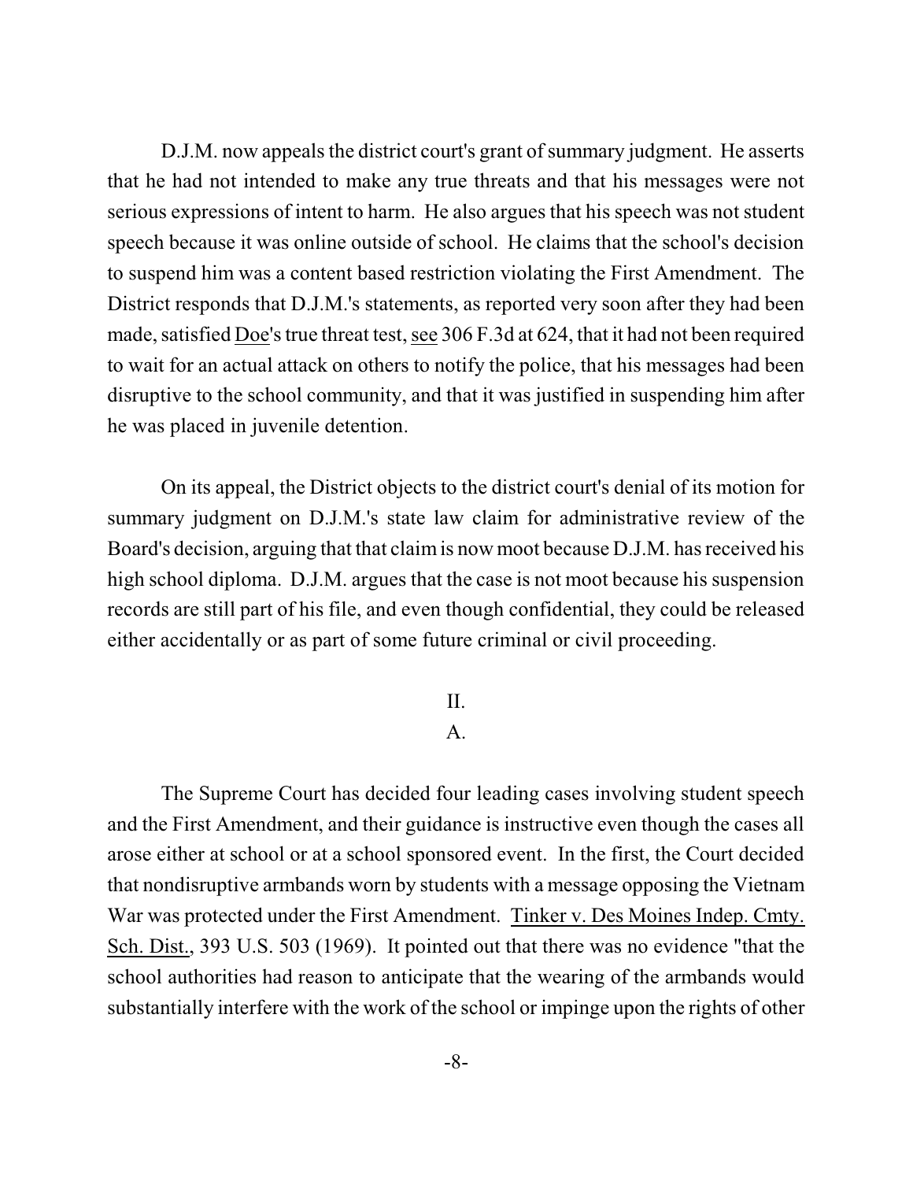D.J.M. now appeals the district court's grant of summary judgment. He asserts that he had not intended to make any true threats and that his messages were not serious expressions of intent to harm. He also argues that his speech was not student speech because it was online outside of school. He claims that the school's decision to suspend him was a content based restriction violating the First Amendment. The District responds that D.J.M.'s statements, as reported very soon after they had been made, satisfied Doe's true threat test, see 306 F.3d at 624, that it had not been required to wait for an actual attack on others to notify the police, that his messages had been disruptive to the school community, and that it was justified in suspending him after he was placed in juvenile detention.

On its appeal, the District objects to the district court's denial of its motion for summary judgment on D.J.M.'s state law claim for administrative review of the Board's decision, arguing that that claim is now moot because D.J.M. has received his high school diploma. D.J.M. argues that the case is not moot because his suspension records are still part of his file, and even though confidential, they could be released either accidentally or as part of some future criminal or civil proceeding.

## II.

### A.

The Supreme Court has decided four leading cases involving student speech and the First Amendment, and their guidance is instructive even though the cases all arose either at school or at a school sponsored event. In the first, the Court decided that nondisruptive armbands worn by students with a message opposing the Vietnam War was protected under the First Amendment. Tinker v. Des Moines Indep. Cmty. Sch. Dist., 393 U.S. 503 (1969). It pointed out that there was no evidence "that the school authorities had reason to anticipate that the wearing of the armbands would substantially interfere with the work of the school or impinge upon the rights of other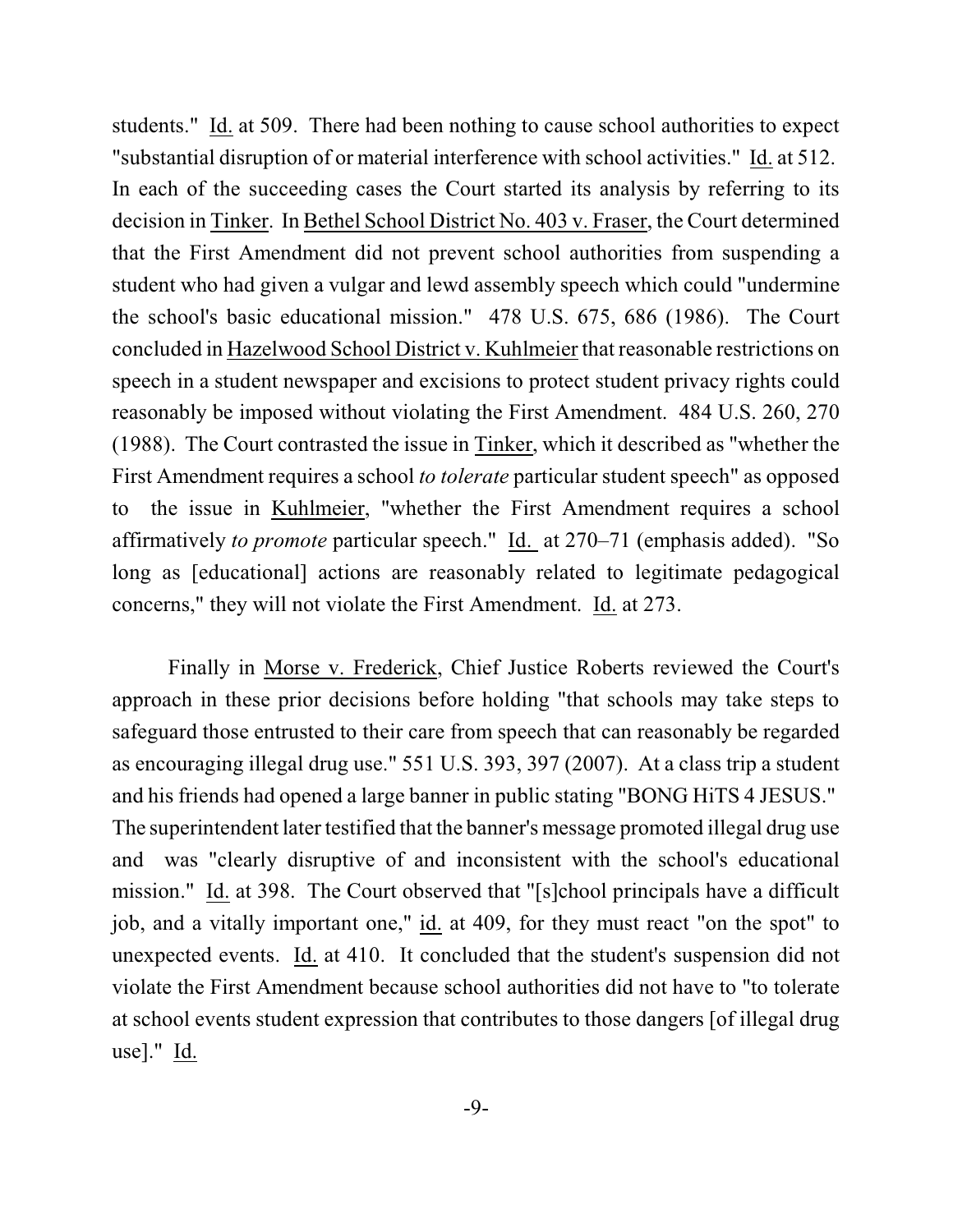students." Id. at 509. There had been nothing to cause school authorities to expect "substantial disruption of or material interference with school activities." Id. at 512. In each of the succeeding cases the Court started its analysis by referring to its decision in Tinker. In Bethel School District No. 403 v. Fraser, the Court determined that the First Amendment did not prevent school authorities from suspending a student who had given a vulgar and lewd assembly speech which could "undermine the school's basic educational mission." 478 U.S. 675, 686 (1986). The Court concluded in Hazelwood School District v. Kuhlmeier that reasonable restrictions on speech in a student newspaper and excisions to protect student privacy rights could reasonably be imposed without violating the First Amendment. 484 U.S. 260, 270 (1988). The Court contrasted the issue in Tinker, which it described as "whether the First Amendment requires a school *to tolerate* particular student speech" as opposed to the issue in Kuhlmeier, "whether the First Amendment requires a school affirmatively *to promote* particular speech." Id. at 270–71 (emphasis added). "So long as [educational] actions are reasonably related to legitimate pedagogical concerns," they will not violate the First Amendment. Id. at 273.

Finally in Morse v. Frederick, Chief Justice Roberts reviewed the Court's approach in these prior decisions before holding "that schools may take steps to safeguard those entrusted to their care from speech that can reasonably be regarded as encouraging illegal drug use." 551 U.S. 393, 397 (2007). At a class trip a student and his friends had opened a large banner in public stating "BONG HiTS 4 JESUS." The superintendent later testified that the banner's message promoted illegal drug use and was "clearly disruptive of and inconsistent with the school's educational mission." Id. at 398. The Court observed that "[s]chool principals have a difficult job, and a vitally important one," id. at 409, for they must react "on the spot" to unexpected events. Id. at 410. It concluded that the student's suspension did not violate the First Amendment because school authorities did not have to "to tolerate at school events student expression that contributes to those dangers [of illegal drug use]." Id.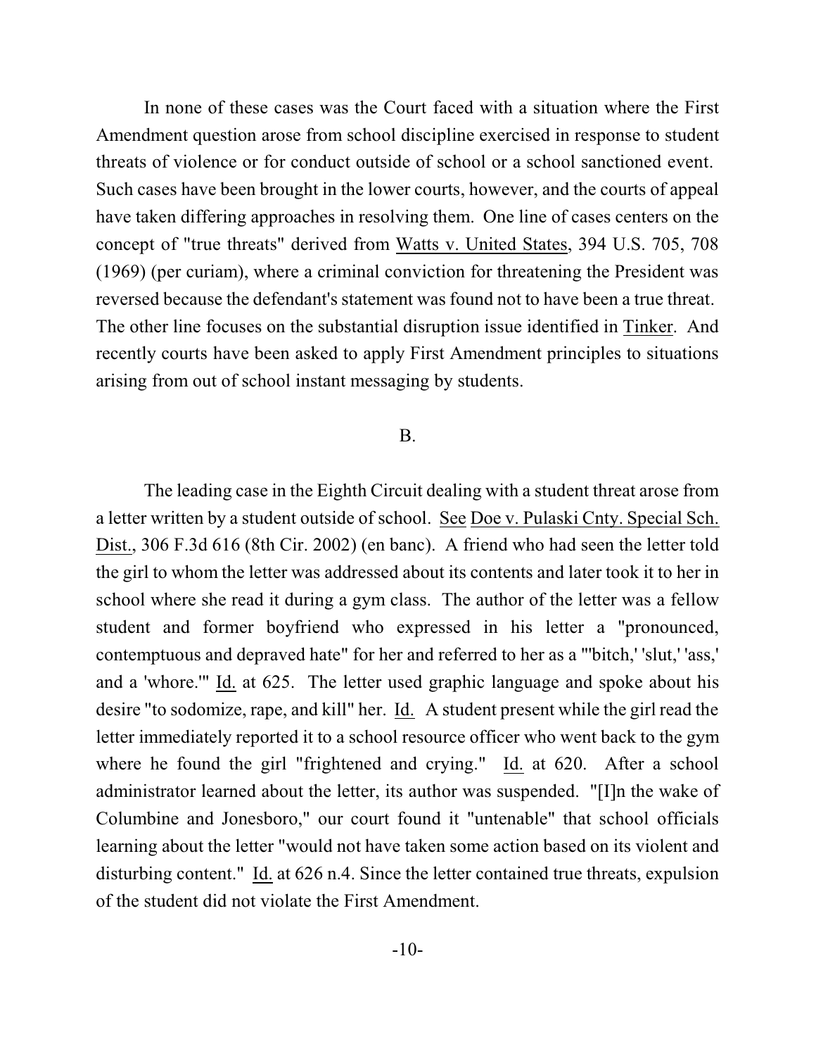In none of these cases was the Court faced with a situation where the First Amendment question arose from school discipline exercised in response to student threats of violence or for conduct outside of school or a school sanctioned event. Such cases have been brought in the lower courts, however, and the courts of appeal have taken differing approaches in resolving them. One line of cases centers on the concept of "true threats" derived from Watts v. United States, 394 U.S. 705, 708 (1969) (per curiam), where a criminal conviction for threatening the President was reversed because the defendant's statement was found not to have been a true threat. The other line focuses on the substantial disruption issue identified in Tinker. And recently courts have been asked to apply First Amendment principles to situations arising from out of school instant messaging by students.

## B.

The leading case in the Eighth Circuit dealing with a student threat arose from a letter written by a student outside of school. See Doe v. Pulaski Cnty. Special Sch. Dist., 306 F.3d 616 (8th Cir. 2002) (en banc). A friend who had seen the letter told the girl to whom the letter was addressed about its contents and later took it to her in school where she read it during a gym class. The author of the letter was a fellow student and former boyfriend who expressed in his letter a "pronounced, contemptuous and depraved hate" for her and referred to her as a "'bitch,' 'slut,' 'ass,' and a 'whore.'" Id. at 625. The letter used graphic language and spoke about his desire "to sodomize, rape, and kill" her. Id. A student present while the girl read the letter immediately reported it to a school resource officer who went back to the gym where he found the girl "frightened and crying." Id. at 620. After a school administrator learned about the letter, its author was suspended. "[I]n the wake of Columbine and Jonesboro," our court found it "untenable" that school officials learning about the letter "would not have taken some action based on its violent and disturbing content." Id. at 626 n.4. Since the letter contained true threats, expulsion of the student did not violate the First Amendment.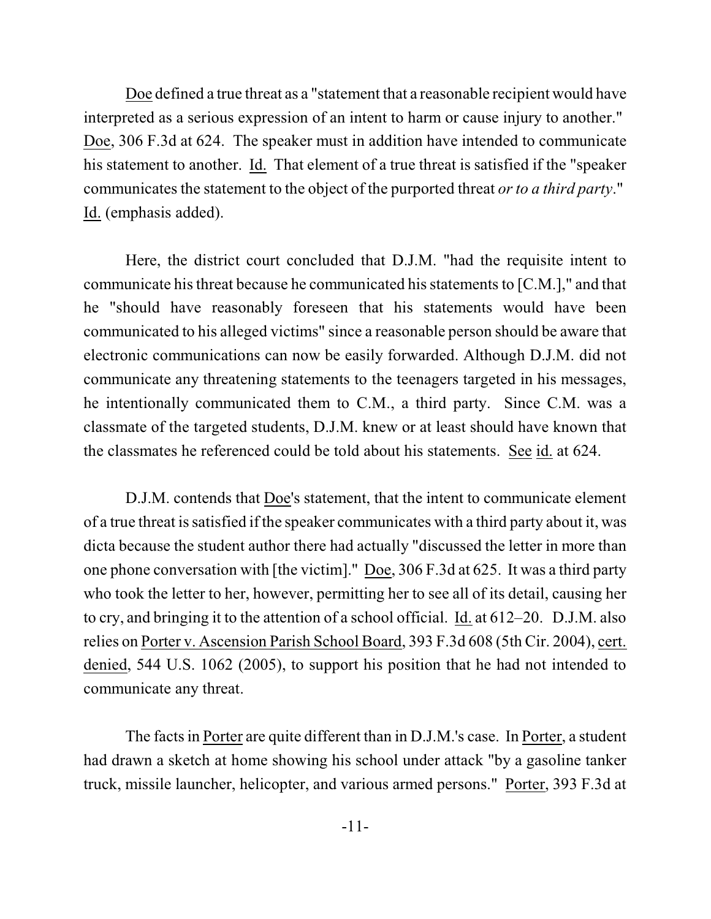Doe defined a true threat as a "statement that a reasonable recipient would have interpreted as a serious expression of an intent to harm or cause injury to another." Doe, 306 F.3d at 624. The speaker must in addition have intended to communicate his statement to another. Id. That element of a true threat is satisfied if the "speaker communicates the statement to the object of the purported threat *or to a third party*." Id. (emphasis added).

Here, the district court concluded that D.J.M. "had the requisite intent to communicate his threat because he communicated his statements to [C.M.]," and that he "should have reasonably foreseen that his statements would have been communicated to his alleged victims" since a reasonable person should be aware that electronic communications can now be easily forwarded. Although D.J.M. did not communicate any threatening statements to the teenagers targeted in his messages, he intentionally communicated them to C.M., a third party. Since C.M. was a classmate of the targeted students, D.J.M. knew or at least should have known that the classmates he referenced could be told about his statements. See id. at 624.

D.J.M. contends that Doe's statement, that the intent to communicate element of a true threat is satisfied if the speaker communicates with a third party about it, was dicta because the student author there had actually "discussed the letter in more than one phone conversation with [the victim]." Doe, 306 F.3d at 625. It was a third party who took the letter to her, however, permitting her to see all of its detail, causing her to cry, and bringing it to the attention of a school official. Id. at 612–20. D.J.M. also relies on Porter v. Ascension Parish School Board, 393 F.3d 608 (5th Cir. 2004), cert. denied, 544 U.S. 1062 (2005), to support his position that he had not intended to communicate any threat.

The facts in Porter are quite different than in D.J.M.'s case. In Porter, a student had drawn a sketch at home showing his school under attack "by a gasoline tanker truck, missile launcher, helicopter, and various armed persons." Porter, 393 F.3d at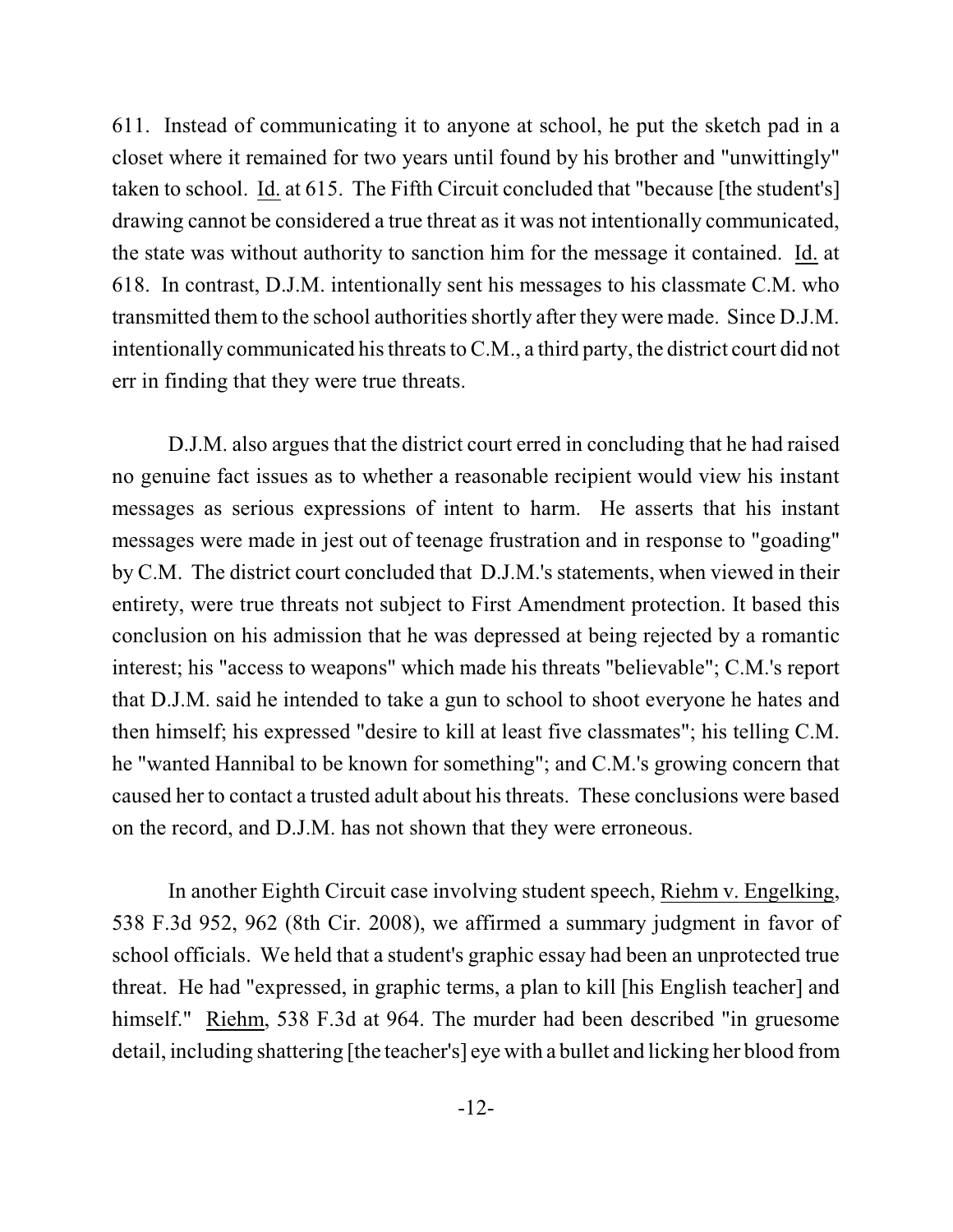611. Instead of communicating it to anyone at school, he put the sketch pad in a closet where it remained for two years until found by his brother and "unwittingly" taken to school. Id. at 615. The Fifth Circuit concluded that "because [the student's] drawing cannot be considered a true threat as it was not intentionally communicated, the state was without authority to sanction him for the message it contained. Id. at 618. In contrast, D.J.M. intentionally sent his messages to his classmate C.M. who transmitted them to the school authorities shortly after they were made. Since D.J.M. intentionally communicated his threats to C.M., a third party, the district court did not err in finding that they were true threats.

D.J.M. also argues that the district court erred in concluding that he had raised no genuine fact issues as to whether a reasonable recipient would view his instant messages as serious expressions of intent to harm. He asserts that his instant messages were made in jest out of teenage frustration and in response to "goading" by C.M. The district court concluded that D.J.M.'s statements, when viewed in their entirety, were true threats not subject to First Amendment protection. It based this conclusion on his admission that he was depressed at being rejected by a romantic interest; his "access to weapons" which made his threats "believable"; C.M.'s report that D.J.M. said he intended to take a gun to school to shoot everyone he hates and then himself; his expressed "desire to kill at least five classmates"; his telling C.M. he "wanted Hannibal to be known for something"; and C.M.'s growing concern that caused her to contact a trusted adult about his threats. These conclusions were based on the record, and D.J.M. has not shown that they were erroneous.

In another Eighth Circuit case involving student speech, Riehm v. Engelking, 538 F.3d 952, 962 (8th Cir. 2008), we affirmed a summary judgment in favor of school officials. We held that a student's graphic essay had been an unprotected true threat. He had "expressed, in graphic terms, a plan to kill [his English teacher] and himself." Riehm, 538 F.3d at 964. The murder had been described "in gruesome detail, including shattering [the teacher's] eye with a bullet and licking her blood from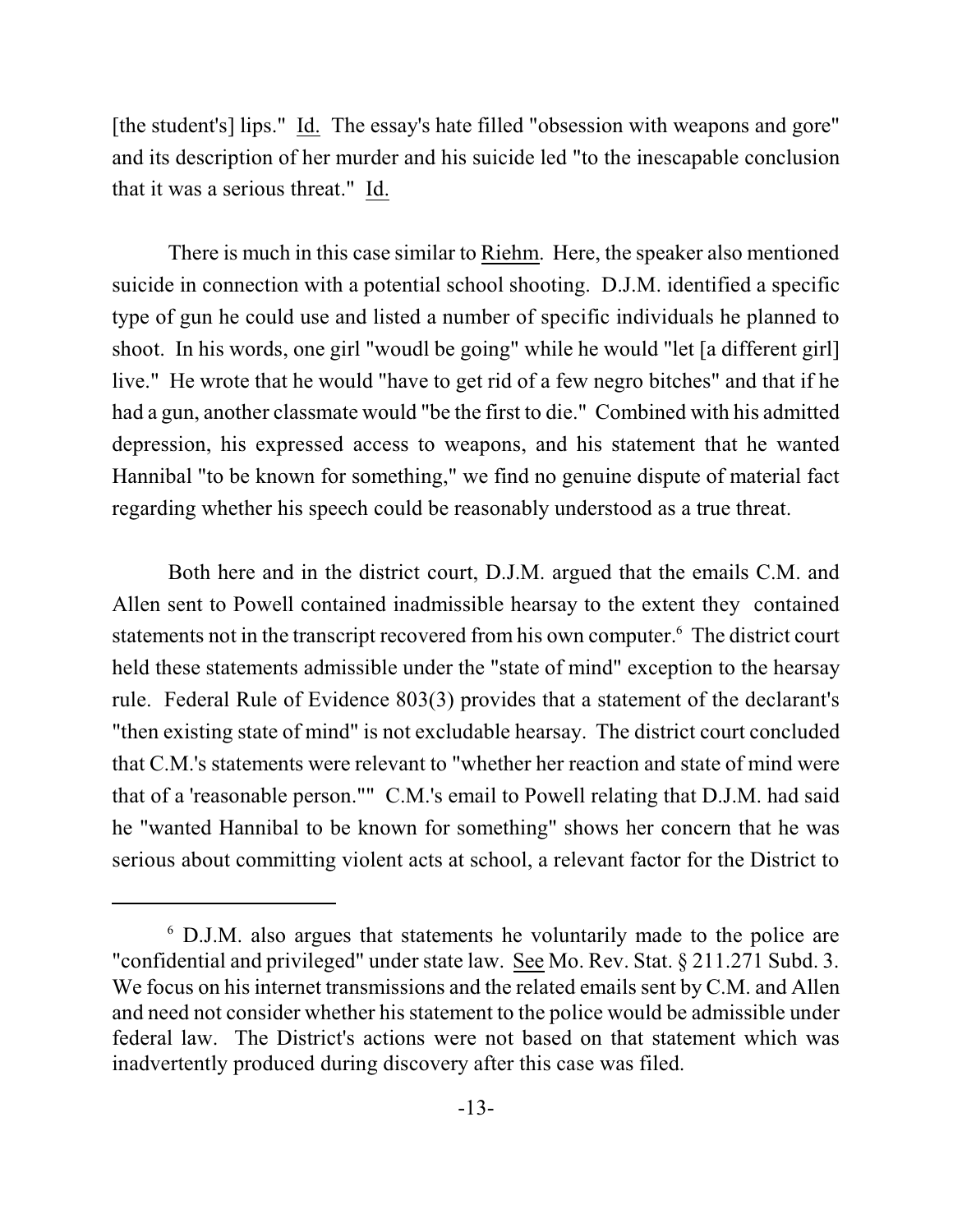[the student's] lips." Id. The essay's hate filled "obsession with weapons and gore" and its description of her murder and his suicide led "to the inescapable conclusion that it was a serious threat." Id.

There is much in this case similar to Riehm. Here, the speaker also mentioned suicide in connection with a potential school shooting. D.J.M. identified a specific type of gun he could use and listed a number of specific individuals he planned to shoot. In his words, one girl "woudl be going" while he would "let [a different girl] live." He wrote that he would "have to get rid of a few negro bitches" and that if he had a gun, another classmate would "be the first to die." Combined with his admitted depression, his expressed access to weapons, and his statement that he wanted Hannibal "to be known for something," we find no genuine dispute of material fact regarding whether his speech could be reasonably understood as a true threat.

Both here and in the district court, D.J.M. argued that the emails C.M. and Allen sent to Powell contained inadmissible hearsay to the extent they contained statements not in the transcript recovered from his own computer.[6] The district court held these statements admissible under the "state of mind" exception to the hearsay rule. Federal Rule of Evidence 803(3) provides that a statement of the declarant's "then existing state of mind" is not excludable hearsay. The district court concluded that C.M.'s statements were relevant to "whether her reaction and state of mind were that of a 'reasonable person.'" C.M.'s email to Powell relating that D.J.M. had said he "wanted Hannibal to be known for something" shows her concern that he was serious about committing violent acts at school, a relevant factor for the District to

---

[6] D.J.M. also argues that statements he voluntarily made to the police are "confidential and privileged" under state law. See Mo. Rev. Stat. § 211.271 Subd. 3. We focus on his internet transmissions and the related emails sent by C.M. and Allen and need not consider whether his statement to the police would be admissible under federal law. The District's actions were not based on that statement which was inadvertently produced during discovery after this case was filed.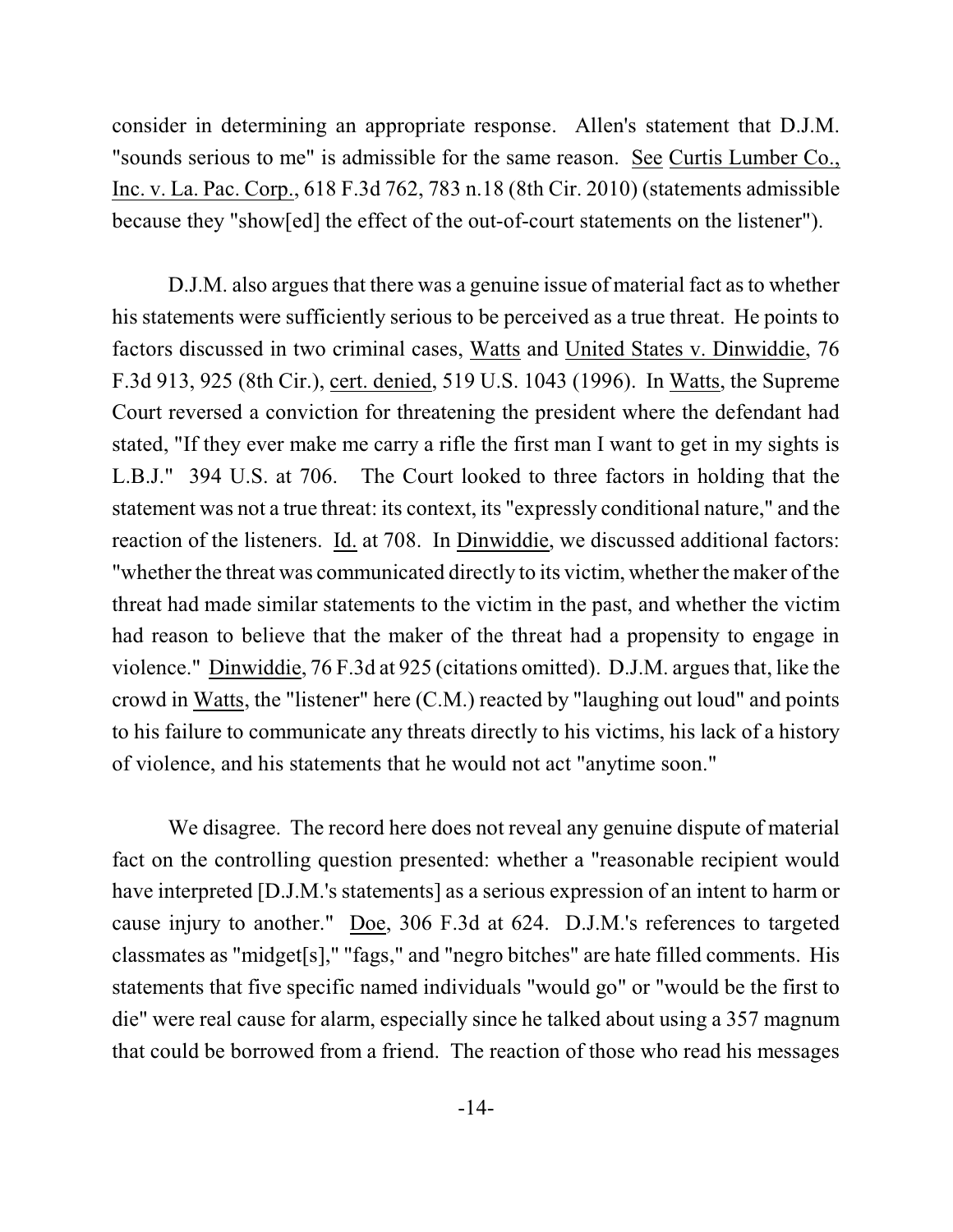consider in determining an appropriate response. Allen's statement that D.J.M. "sounds serious to me" is admissible for the same reason. See Curtis Lumber Co., Inc. v. La. Pac. Corp., 618 F.3d 762, 783 n.18 (8th Cir. 2010) (statements admissible because they "show[ed] the effect of the out-of-court statements on the listener").

D.J.M. also argues that there was a genuine issue of material fact as to whether his statements were sufficiently serious to be perceived as a true threat. He points to factors discussed in two criminal cases, Watts and United States v. Dinwiddie, 76 F.3d 913, 925 (8th Cir.), cert. denied, 519 U.S. 1043 (1996). In Watts, the Supreme Court reversed a conviction for threatening the president where the defendant had stated, "If they ever make me carry a rifle the first man I want to get in my sights is L.B.J." 394 U.S. at 706. The Court looked to three factors in holding that the statement was not a true threat: its context, its "expressly conditional nature," and the reaction of the listeners. Id. at 708. In Dinwiddie, we discussed additional factors: "whether the threat was communicated directly to its victim, whether the maker of the threat had made similar statements to the victim in the past, and whether the victim had reason to believe that the maker of the threat had a propensity to engage in violence." Dinwiddie, 76 F.3d at 925 (citations omitted). D.J.M. argues that, like the crowd in Watts, the "listener" here (C.M.) reacted by "laughing out loud" and points to his failure to communicate any threats directly to his victims, his lack of a history of violence, and his statements that he would not act "anytime soon."

We disagree. The record here does not reveal any genuine dispute of material fact on the controlling question presented: whether a "reasonable recipient would have interpreted [D.J.M.'s statements] as a serious expression of an intent to harm or cause injury to another." Doe, 306 F.3d at 624. D.J.M.'s references to targeted classmates as "midget[s]," "fags," and "negro bitches" are hate filled comments. His statements that five specific named individuals "would go" or "would be the first to die" were real cause for alarm, especially since he talked about using a 357 magnum that could be borrowed from a friend. The reaction of those who read his messages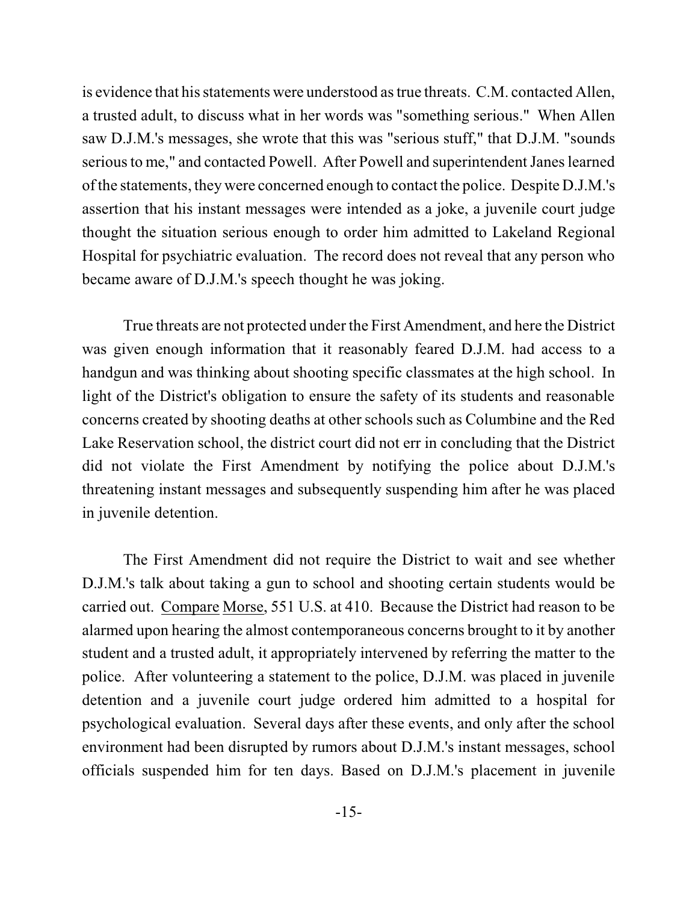is evidence that his statements were understood as true threats. C.M. contacted Allen, a trusted adult, to discuss what in her words was "something serious." When Allen saw D.J.M.'s messages, she wrote that this was "serious stuff," that D.J.M. "sounds serious to me," and contacted Powell. After Powell and superintendent Janes learned of the statements, they were concerned enough to contact the police. Despite D.J.M.'s assertion that his instant messages were intended as a joke, a juvenile court judge thought the situation serious enough to order him admitted to Lakeland Regional Hospital for psychiatric evaluation. The record does not reveal that any person who became aware of D.J.M.'s speech thought he was joking.

True threats are not protected under the First Amendment, and here the District was given enough information that it reasonably feared D.J.M. had access to a handgun and was thinking about shooting specific classmates at the high school. In light of the District's obligation to ensure the safety of its students and reasonable concerns created by shooting deaths at other schools such as Columbine and the Red Lake Reservation school, the district court did not err in concluding that the District did not violate the First Amendment by notifying the police about D.J.M.'s threatening instant messages and subsequently suspending him after he was placed in juvenile detention.

The First Amendment did not require the District to wait and see whether D.J.M.'s talk about taking a gun to school and shooting certain students would be carried out. Compare Morse, 551 U.S. at 410. Because the District had reason to be alarmed upon hearing the almost contemporaneous concerns brought to it by another student and a trusted adult, it appropriately intervened by referring the matter to the police. After volunteering a statement to the police, D.J.M. was placed in juvenile detention and a juvenile court judge ordered him admitted to a hospital for psychological evaluation. Several days after these events, and only after the school environment had been disrupted by rumors about D.J.M.'s instant messages, school officials suspended him for ten days. Based on D.J.M.'s placement in juvenile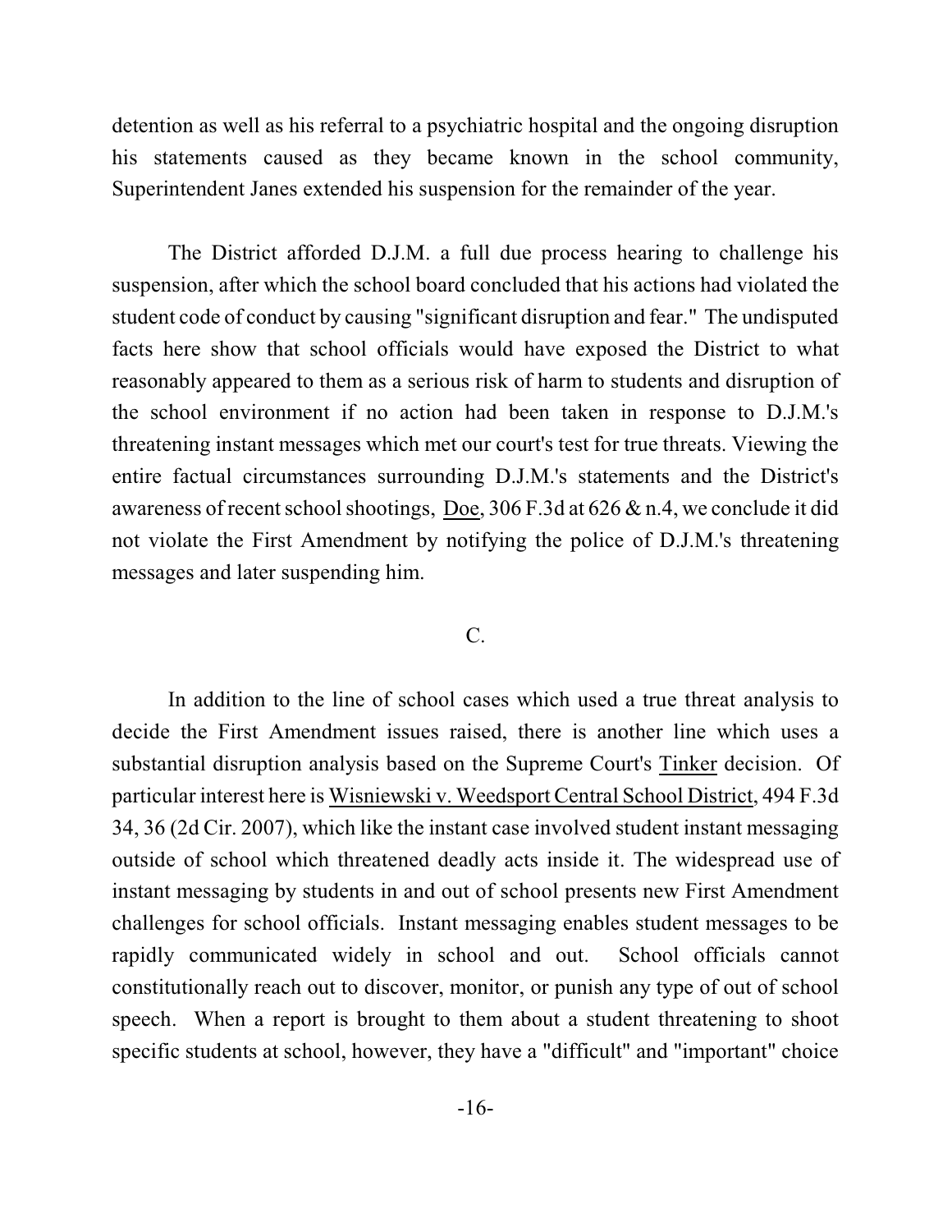detention as well as his referral to a psychiatric hospital and the ongoing disruption his statements caused as they became known in the school community, Superintendent Janes extended his suspension for the remainder of the year.

The District afforded D.J.M. a full due process hearing to challenge his suspension, after which the school board concluded that his actions had violated the student code of conduct by causing "significant disruption and fear." The undisputed facts here show that school officials would have exposed the District to what reasonably appeared to them as a serious risk of harm to students and disruption of the school environment if no action had been taken in response to D.J.M.'s threatening instant messages which met our court's test for true threats. Viewing the entire factual circumstances surrounding D.J.M.'s statements and the District's awareness of recent school shootings, Doe, 306 F.3d at 626 & n.4, we conclude it did not violate the First Amendment by notifying the police of D.J.M.'s threatening messages and later suspending him.

## C.

In addition to the line of school cases which used a true threat analysis to decide the First Amendment issues raised, there is another line which uses a substantial disruption analysis based on the Supreme Court's Tinker decision. Of particular interest here is Wisniewski v. Weedsport Central School District, 494 F.3d 34, 36 (2d Cir. 2007), which like the instant case involved student instant messaging outside of school which threatened deadly acts inside it. The widespread use of instant messaging by students in and out of school presents new First Amendment challenges for school officials. Instant messaging enables student messages to be rapidly communicated widely in school and out. School officials cannot constitutionally reach out to discover, monitor, or punish any type of out of school speech. When a report is brought to them about a student threatening to shoot specific students at school, however, they have a "difficult" and "important" choice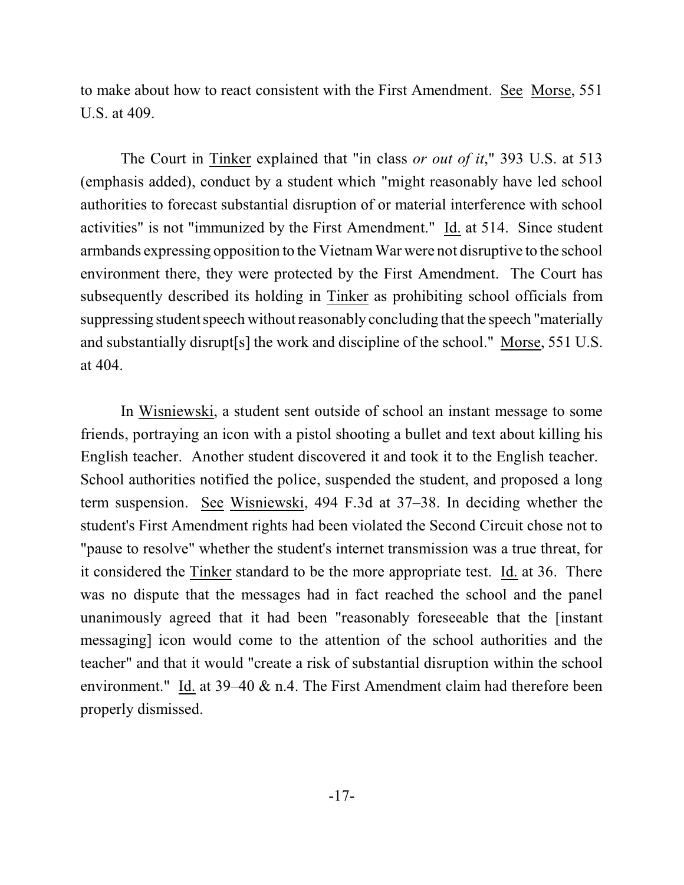to make about how to react consistent with the First Amendment. See Morse, 551 U.S. at 409.

The Court in Tinker explained that "in class *or out of it*," 393 U.S. at 513 (emphasis added), conduct by a student which "might reasonably have led school authorities to forecast substantial disruption of or material interference with school activities" is not "immunized by the First Amendment." Id. at 514. Since student armbands expressing opposition to the Vietnam War were not disruptive to the school environment there, they were protected by the First Amendment. The Court has subsequently described its holding in Tinker as prohibiting school officials from suppressing student speech without reasonably concluding that the speech "materially and substantially disrupt[s] the work and discipline of the school." Morse, 551 U.S. at 404.

In Wisniewski, a student sent outside of school an instant message to some friends, portraying an icon with a pistol shooting a bullet and text about killing his English teacher. Another student discovered it and took it to the English teacher. School authorities notified the police, suspended the student, and proposed a long term suspension. See Wisniewski, 494 F.3d at 37–38. In deciding whether the student's First Amendment rights had been violated the Second Circuit chose not to "pause to resolve" whether the student's internet transmission was a true threat, for it considered the Tinker standard to be the more appropriate test. Id. at 36. There was no dispute that the messages had in fact reached the school and the panel unanimously agreed that it had been "reasonably foreseeable that the [instant messaging] icon would come to the attention of the school authorities and the teacher" and that it would "create a risk of substantial disruption within the school environment." Id. at 39–40 & n.4. The First Amendment claim had therefore been properly dismissed.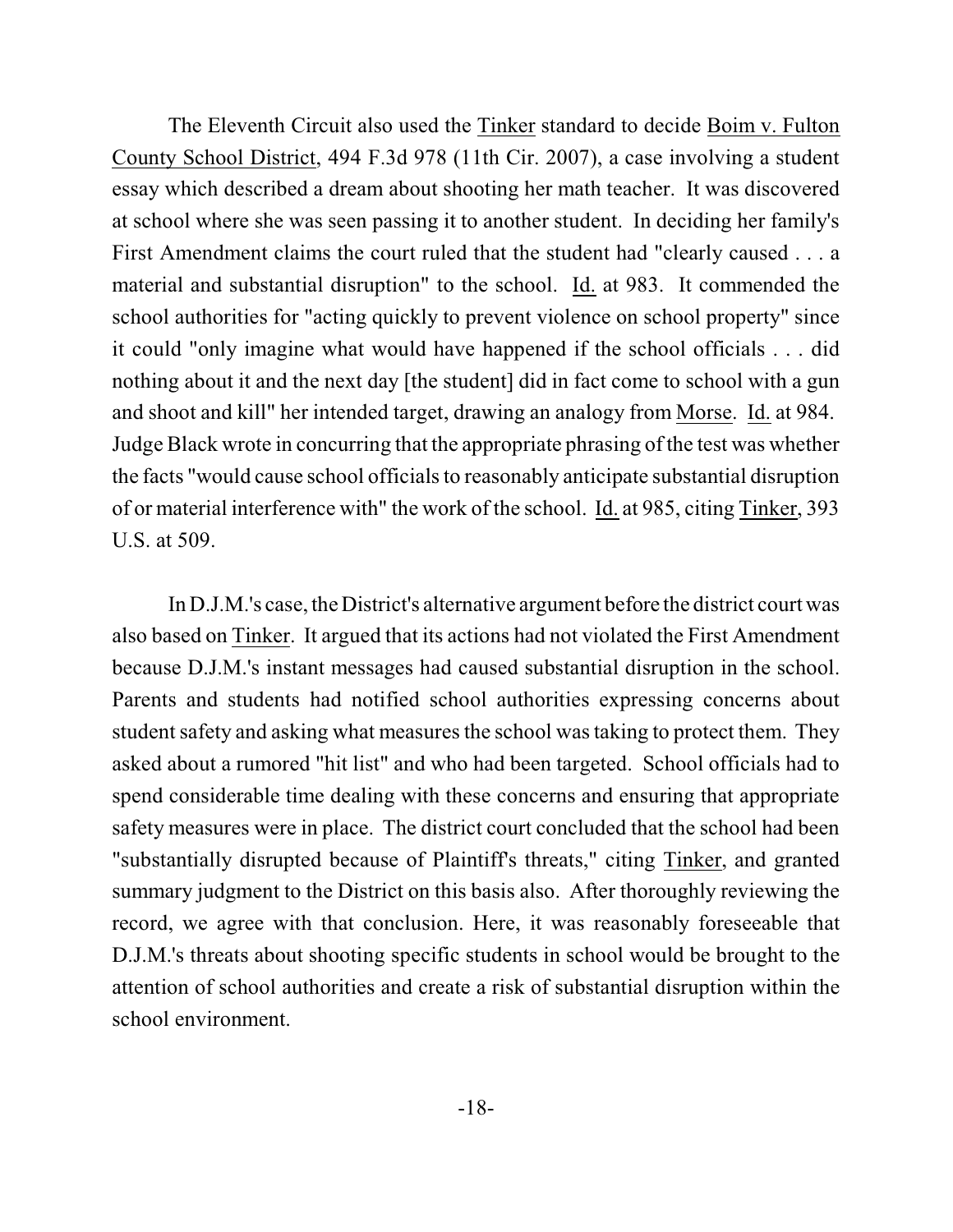The Eleventh Circuit also used the Tinker standard to decide Boim v. Fulton County School District, 494 F.3d 978 (11th Cir. 2007), a case involving a student essay which described a dream about shooting her math teacher. It was discovered at school where she was seen passing it to another student. In deciding her family's First Amendment claims the court ruled that the student had "clearly caused . . . a material and substantial disruption" to the school. Id. at 983. It commended the school authorities for "acting quickly to prevent violence on school property" since it could "only imagine what would have happened if the school officials . . . did nothing about it and the next day [the student] did in fact come to school with a gun and shoot and kill" her intended target, drawing an analogy from Morse. Id. at 984. Judge Black wrote in concurring that the appropriate phrasing of the test was whether the facts "would cause school officials to reasonably anticipate substantial disruption of or material interference with" the work of the school. Id. at 985, citing Tinker, 393 U.S. at 509.

In D.J.M.'s case, the District's alternative argument before the district court was also based on Tinker. It argued that its actions had not violated the First Amendment because D.J.M.'s instant messages had caused substantial disruption in the school. Parents and students had notified school authorities expressing concerns about student safety and asking what measures the school was taking to protect them. They asked about a rumored "hit list" and who had been targeted. School officials had to spend considerable time dealing with these concerns and ensuring that appropriate safety measures were in place. The district court concluded that the school had been "substantially disrupted because of Plaintiff's threats," citing Tinker, and granted summary judgment to the District on this basis also. After thoroughly reviewing the record, we agree with that conclusion. Here, it was reasonably foreseeable that D.J.M.'s threats about shooting specific students in school would be brought to the attention of school authorities and create a risk of substantial disruption within the school environment.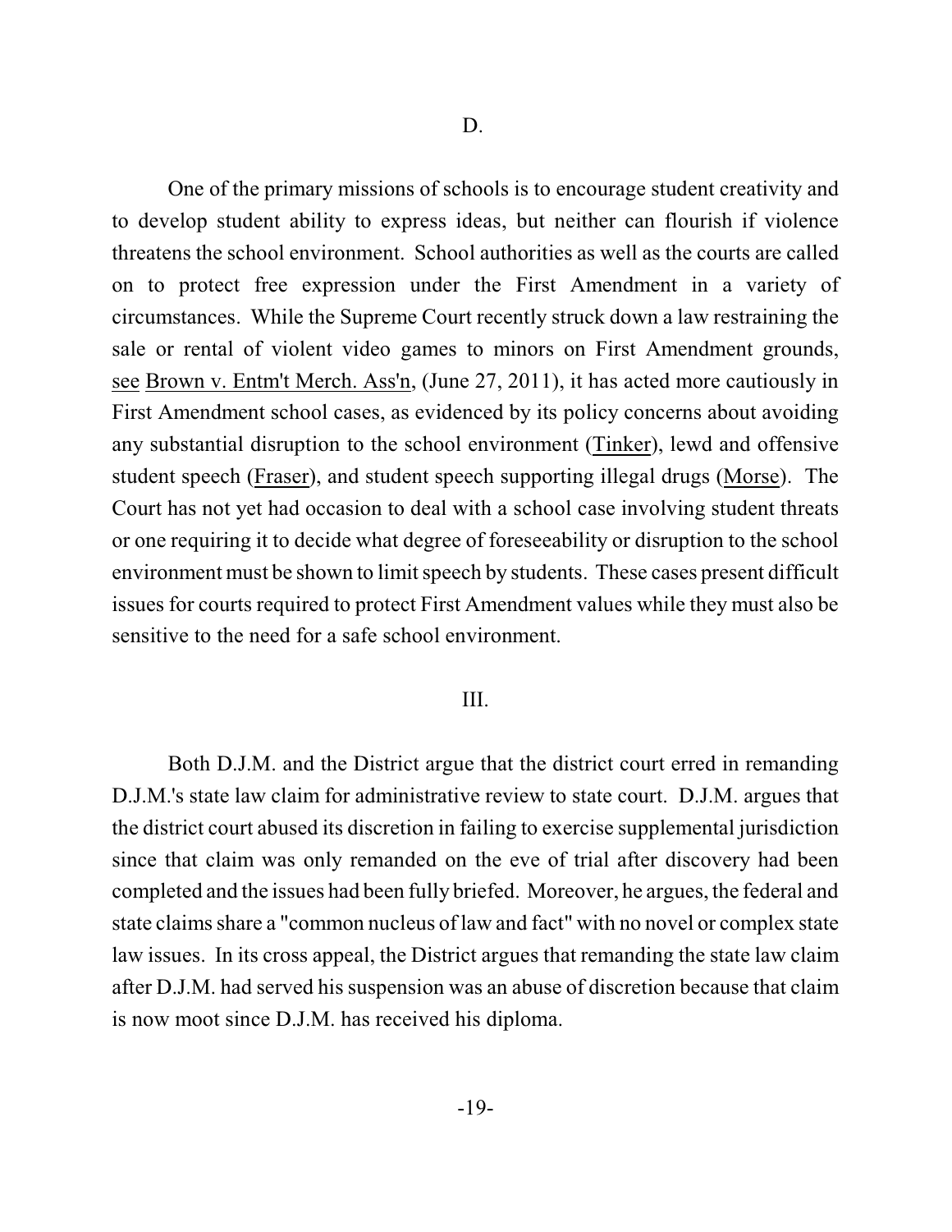### D.

One of the primary missions of schools is to encourage student creativity and to develop student ability to express ideas, but neither can flourish if violence threatens the school environment. School authorities as well as the courts are called on to protect free expression under the First Amendment in a variety of circumstances. While the Supreme Court recently struck down a law restraining the sale or rental of violent video games to minors on First Amendment grounds, see Brown v. Entm't Merch. Ass'n, (June 27, 2011), it has acted more cautiously in First Amendment school cases, as evidenced by its policy concerns about avoiding any substantial disruption to the school environment (Tinker), lewd and offensive student speech (Fraser), and student speech supporting illegal drugs (Morse). The Court has not yet had occasion to deal with a school case involving student threats or one requiring it to decide what degree of foreseeability or disruption to the school environment must be shown to limit speech by students. These cases present difficult issues for courts required to protect First Amendment values while they must also be sensitive to the need for a safe school environment.

## III.

Both D.J.M. and the District argue that the district court erred in remanding D.J.M.'s state law claim for administrative review to state court. D.J.M. argues that the district court abused its discretion in failing to exercise supplemental jurisdiction since that claim was only remanded on the eve of trial after discovery had been completed and the issues had been fully briefed. Moreover, he argues, the federal and state claims share a "common nucleus of law and fact" with no novel or complex state law issues. In its cross appeal, the District argues that remanding the state law claim after D.J.M. had served his suspension was an abuse of discretion because that claim is now moot since D.J.M. has received his diploma.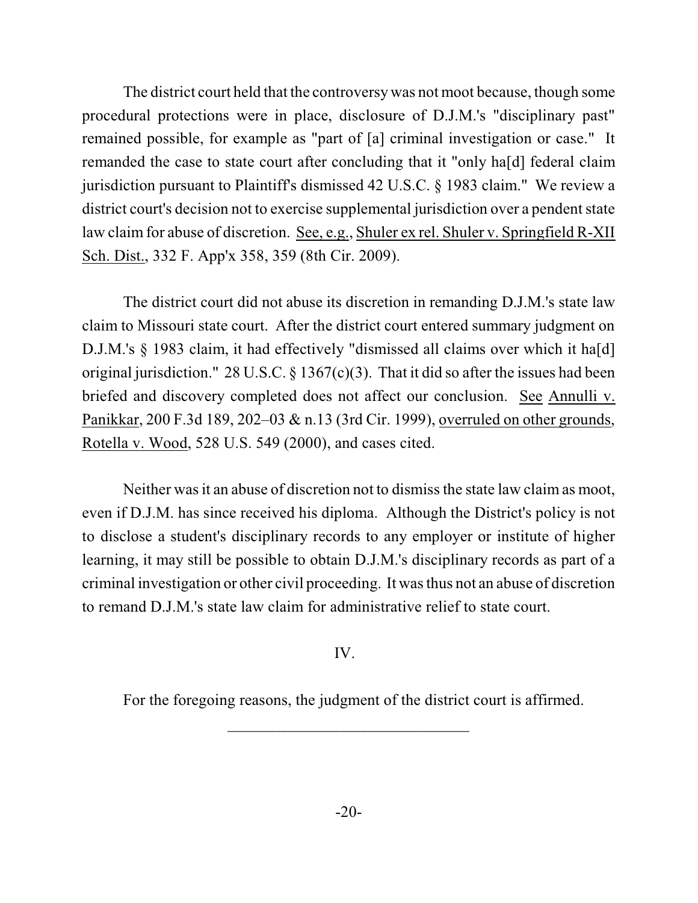The district court held that the controversy was not moot because, though some procedural protections were in place, disclosure of D.J.M.'s "disciplinary past" remained possible, for example as "part of [a] criminal investigation or case." It remanded the case to state court after concluding that it "only ha[d] federal claim jurisdiction pursuant to Plaintiff's dismissed 42 U.S.C. § 1983 claim." We review a district court's decision not to exercise supplemental jurisdiction over a pendent state law claim for abuse of discretion. See, e.g., Shuler ex rel. Shuler v. Springfield R-XII Sch. Dist., 332 F. App'x 358, 359 (8th Cir. 2009).

The district court did not abuse its discretion in remanding D.J.M.'s state law claim to Missouri state court. After the district court entered summary judgment on D.J.M.'s § 1983 claim, it had effectively "dismissed all claims over which it ha[d] original jurisdiction." 28 U.S.C. § 1367(c)(3). That it did so after the issues had been briefed and discovery completed does not affect our conclusion. See Annulli v. Panikkar, 200 F.3d 189, 202–03 & n.13 (3rd Cir. 1999), overruled on other grounds, Rotella v. Wood, 528 U.S. 549 (2000), and cases cited.

Neither was it an abuse of discretion not to dismiss the state law claim as moot, even if D.J.M. has since received his diploma. Although the District's policy is not to disclose a student's disciplinary records to any employer or institute of higher learning, it may still be possible to obtain D.J.M.'s disciplinary records as part of a criminal investigation or other civil proceeding. It was thus not an abuse of discretion to remand D.J.M.'s state law claim for administrative relief to state court.

## IV.

For the foregoing reasons, the judgment of the district court is affirmed.

______________________________